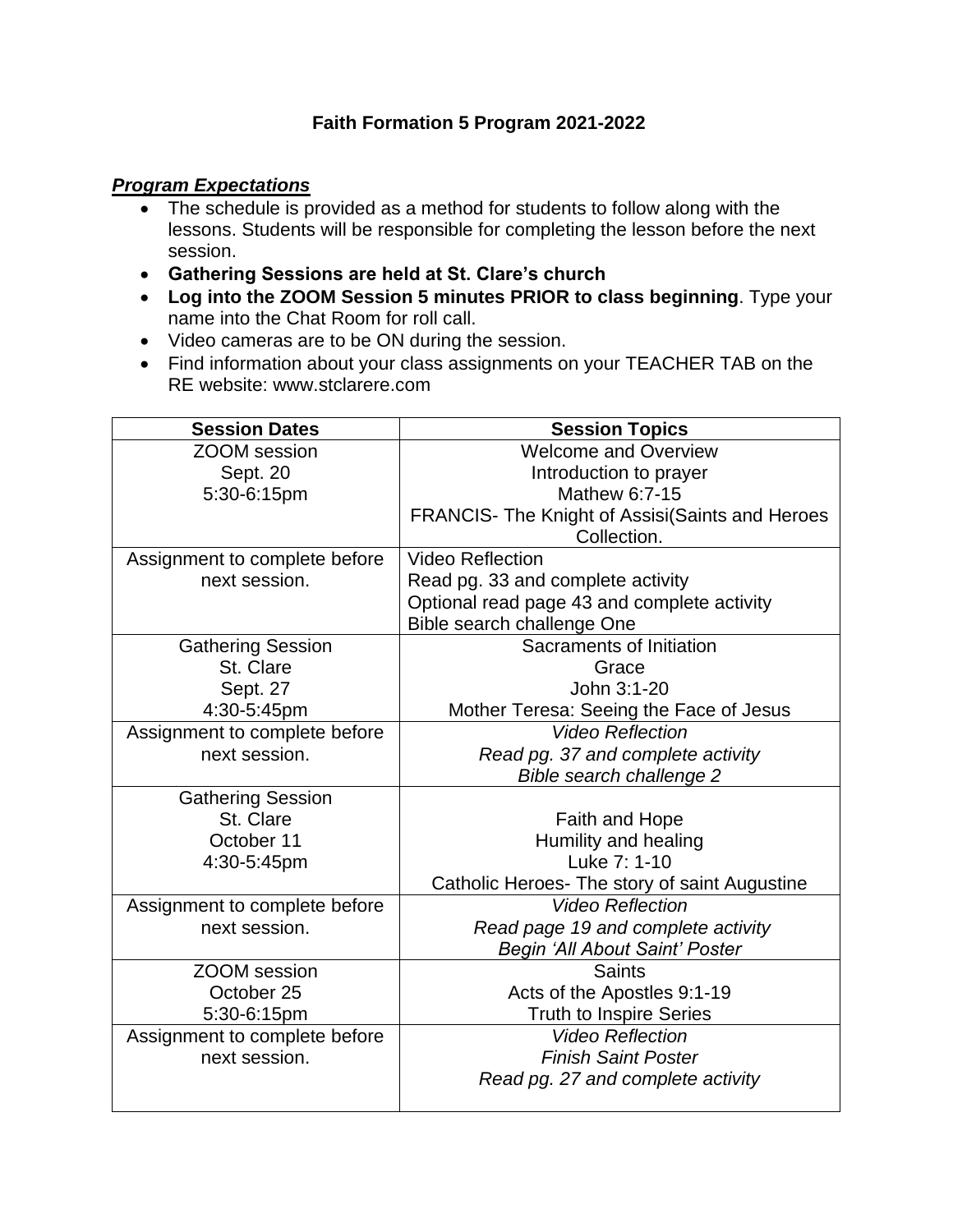# Faith Formation 5 Program 2021-2022

***Program Expectations***

- The schedule is provided as a method for students to follow along with the lessons. Students will be responsible for completing the lesson before the next session.
- **Gathering Sessions are held at St. Clare's church**
- **Log into the ZOOM Session 5 minutes PRIOR to class beginning**. Type your name into the Chat Room for roll call.
- Video cameras are to be ON during the session.
- Find information about your class assignments on your TEACHER TAB on the RE website: www.stclarere.com

| Session Dates | Session Topics |
|---|---|
| ZOOM session<br>Sept. 20<br>5:30-6:15pm | Welcome and Overview<br>Introduction to prayer<br>Mathew 6:7-15<br>FRANCIS- The Knight of Assisi(Saints and Heroes Collection. |
| Assignment to complete before next session. | Video Reflection<br>Read pg. 33 and complete activity<br>Optional read page 43 and complete activity<br>Bible search challenge One |
| Gathering Session<br>St. Clare<br>Sept. 27<br>4:30-5:45pm | Sacraments of Initiation<br>Grace<br>John 3:1-20<br>Mother Teresa: Seeing the Face of Jesus |
| Assignment to complete before next session. | *Video Reflection*<br>*Read pg. 37 and complete activity*<br>*Bible search challenge 2* |
| Gathering Session<br>St. Clare<br>October 11<br>4:30-5:45pm | Faith and Hope<br>Humility and healing<br>Luke 7: 1-10<br>Catholic Heroes- The story of saint Augustine |
| Assignment to complete before next session. | *Video Reflection*<br>*Read page 19 and complete activity*<br>*Begin 'All About Saint' Poster* |
| ZOOM session<br>October 25<br>5:30-6:15pm | Saints<br>Acts of the Apostles 9:1-19<br>Truth to Inspire Series |
| Assignment to complete before next session. | *Video Reflection*<br>*Finish Saint Poster*<br>*Read pg. 27 and complete activity* |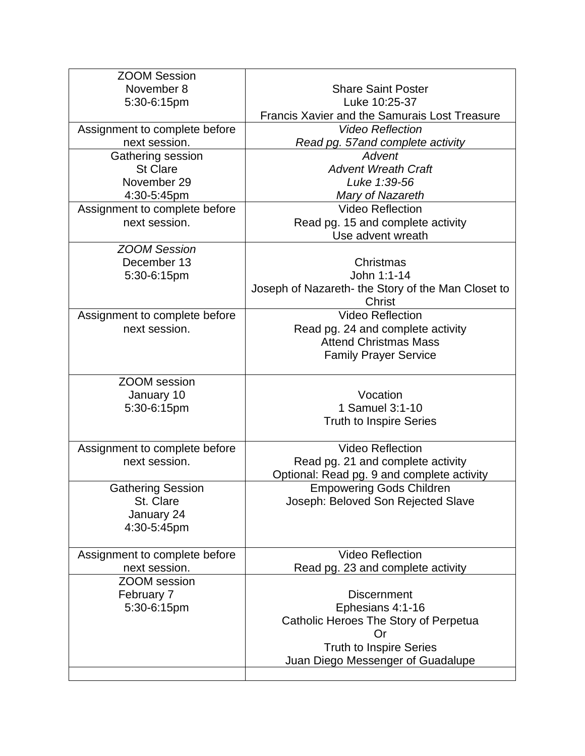| ZOOM Session<br>November 8<br>5:30-6:15pm | Share Saint Poster<br>Luke 10:25-37<br>Francis Xavier and the Samurais Lost Treasure |
|---|---|
| Assignment to complete before next session. | *Video Reflection*<br>*Read pg. 57and complete activity* |
| Gathering session<br>St Clare<br>November 29<br>4:30-5:45pm | *Advent*<br>*Advent Wreath Craft*<br>*Luke 1:39-56*<br>*Mary of Nazareth* |
| Assignment to complete before next session. | Video Reflection<br>Read pg. 15 and complete activity<br>Use advent wreath |
| *ZOOM Session*<br>December 13<br>5:30-6:15pm | Christmas<br>John 1:1-14<br>Joseph of Nazareth- the Story of the Man Closet to Christ |
| Assignment to complete before next session. | Video Reflection<br>Read pg. 24 and complete activity<br>Attend Christmas Mass<br>Family Prayer Service |
| ZOOM session<br>January 10<br>5:30-6:15pm | Vocation<br>1 Samuel 3:1-10<br>Truth to Inspire Series |
| Assignment to complete before next session. | Video Reflection<br>Read pg. 21 and complete activity<br>Optional: Read pg. 9 and complete activity |
| Gathering Session<br>St. Clare<br>January 24<br>4:30-5:45pm | Empowering Gods Children<br>Joseph: Beloved Son Rejected Slave |
| Assignment to complete before next session. | Video Reflection<br>Read pg. 23 and complete activity |
| ZOOM session<br>February 7<br>5:30-6:15pm | Discernment<br>Ephesians 4:1-16<br>Catholic Heroes The Story of Perpetua<br>Or<br>Truth to Inspire Series<br>Juan Diego Messenger of Guadalupe |
| | |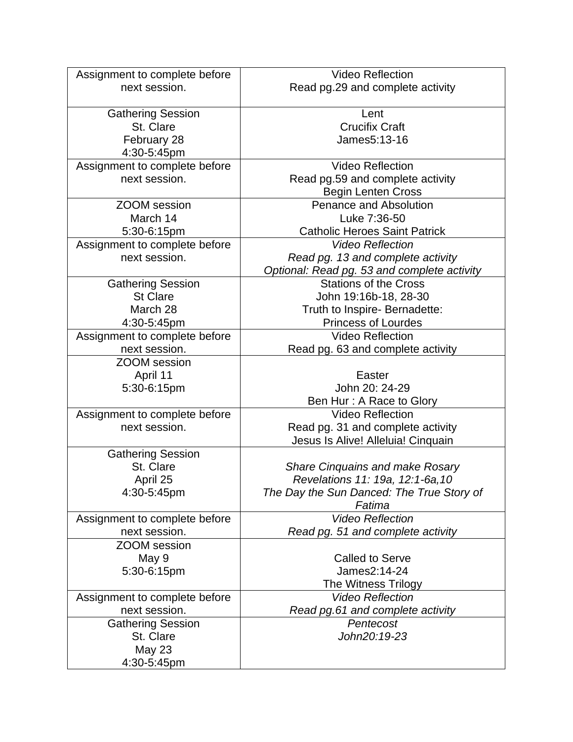| Assignment to complete before next session. | Video Reflection<br>Read pg.29 and complete activity |
|---|---|
| Gathering Session<br>St. Clare<br>February 28<br>4:30-5:45pm | Lent<br>Crucifix Craft<br>James5:13-16 |
| Assignment to complete before next session. | Video Reflection<br>Read pg.59 and complete activity<br>Begin Lenten Cross |
| ZOOM session<br>March 14<br>5:30-6:15pm | Penance and Absolution<br>Luke 7:36-50<br>Catholic Heroes Saint Patrick |
| Assignment to complete before next session. | *Video Reflection*<br>*Read pg. 13 and complete activity*<br>*Optional: Read pg. 53 and complete activity* |
| Gathering Session<br>St Clare<br>March 28<br>4:30-5:45pm | Stations of the Cross<br>John 19:16b-18, 28-30<br>Truth to Inspire- Bernadette:<br>Princess of Lourdes |
| Assignment to complete before next session. | Video Reflection<br>Read pg. 63 and complete activity |
| ZOOM session<br>April 11<br>5:30-6:15pm | Easter<br>John 20: 24-29<br>Ben Hur : A Race to Glory |
| Assignment to complete before next session. | Video Reflection<br>Read pg. 31 and complete activity<br>Jesus Is Alive! Alleluia! Cinquain |
| Gathering Session<br>St. Clare<br>April 25<br>4:30-5:45pm | *Share Cinquains and make Rosary*<br>*Revelations 11: 19a, 12:1-6a,10*<br>*The Day the Sun Danced: The True Story of Fatima* |
| Assignment to complete before next session. | *Video Reflection*<br>*Read pg. 51 and complete activity* |
| ZOOM session<br>May 9<br>5:30-6:15pm | Called to Serve<br>James2:14-24<br>The Witness Trilogy |
| Assignment to complete before next session. | *Video Reflection*<br>*Read pg.61 and complete activity* |
| Gathering Session<br>St. Clare<br>May 23<br>4:30-5:45pm | *Pentecost*<br>*John20:19-23* |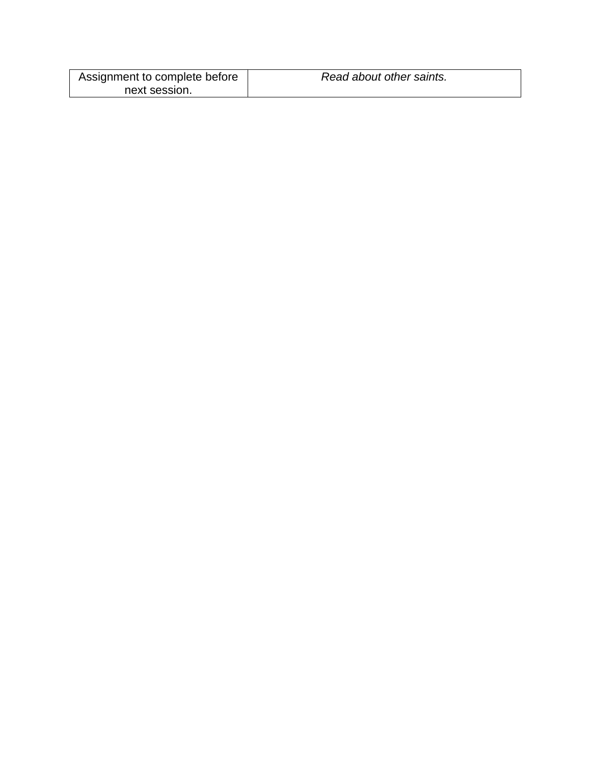| | |
|---|---|
| Assignment to complete before next session. | *Read about other saints.* |